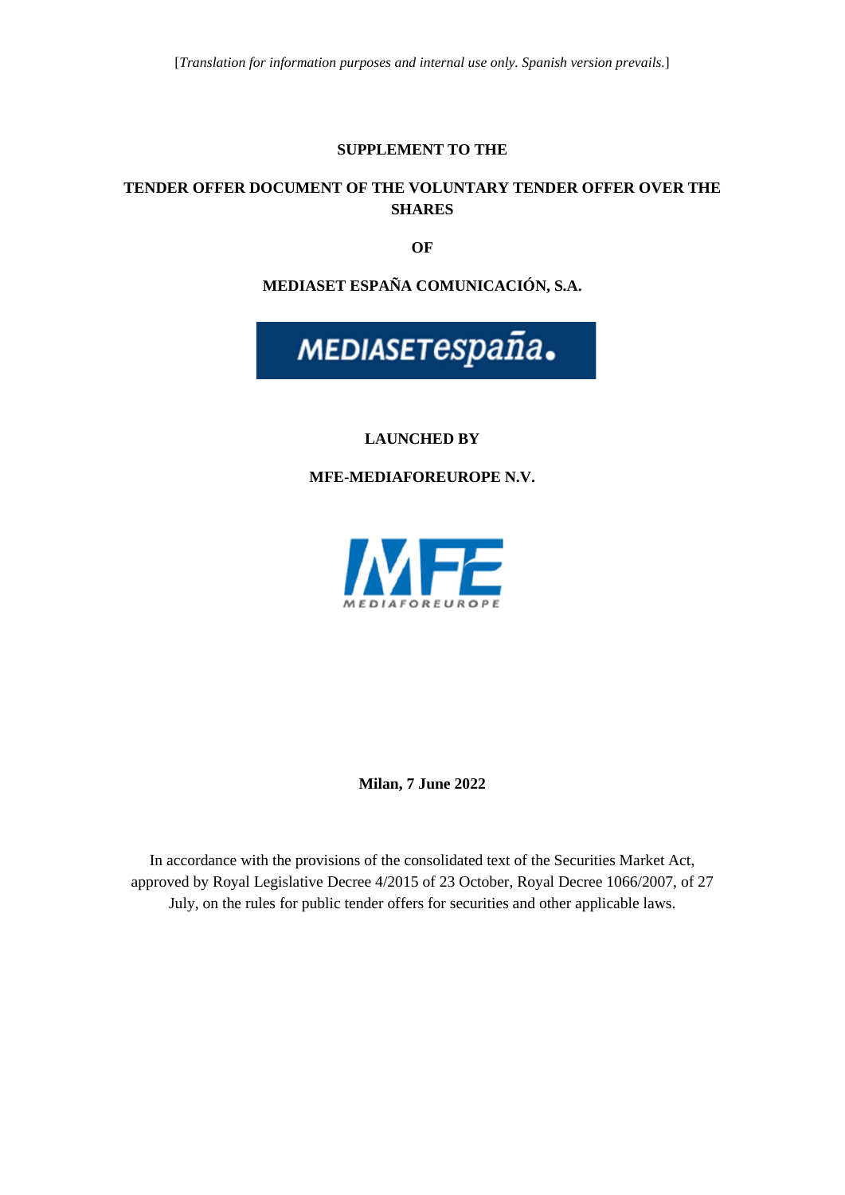[*Translation for information purposes and internal use only. Spanish version prevails.*]

**SUPPLEMENT TO THE**

**TENDER OFFER DOCUMENT OF THE VOLUNTARY TENDER OFFER OVER THE SHARES**

**OF**

**MEDIASET ESPAÑA COMUNICACIÓN, S.A.**

**LAUNCHED BY**

**MFE-MEDIAFOREUROPE N.V.**

**Milan, 7 June 2022**

In accordance with the provisions of the consolidated text of the Securities Market Act, approved by Royal Legislative Decree 4/2015 of 23 October, Royal Decree 1066/2007, of 27 July, on the rules for public tender offers for securities and other applicable laws.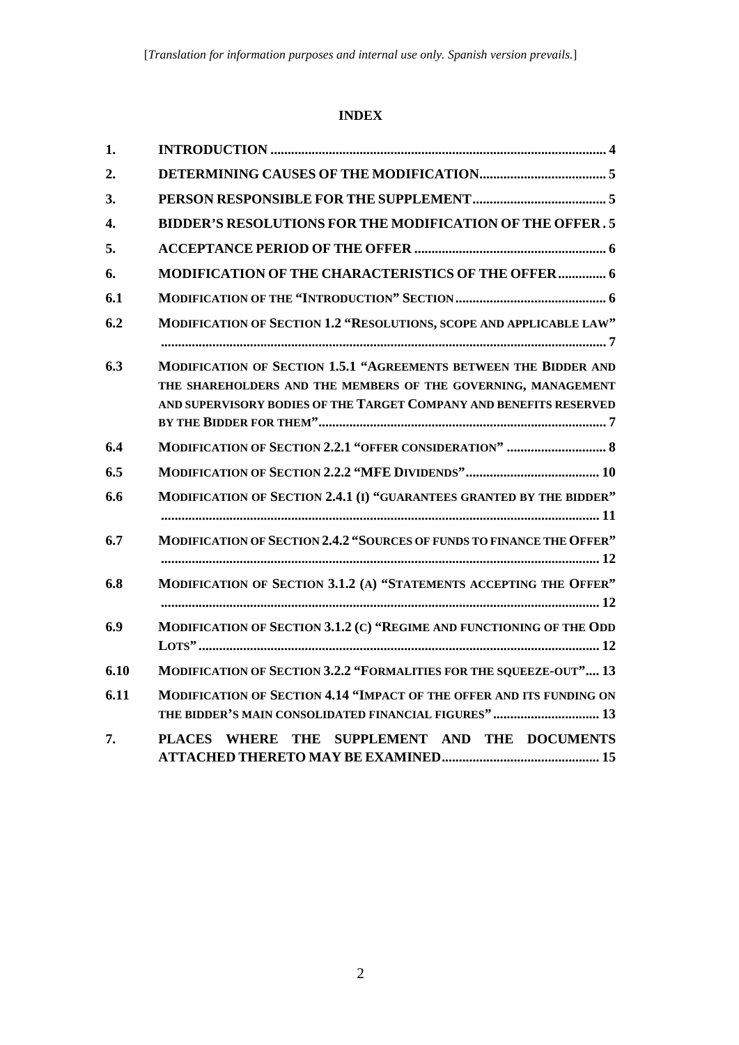[*Translation for information purposes and internal use only. Spanish version prevails.*]

**INDEX**

| | | |
|---|---|---|
| **1.** | **INTRODUCTION** | **4** |
| **2.** | **DETERMINING CAUSES OF THE MODIFICATION** | **5** |
| **3.** | **PERSON RESPONSIBLE FOR THE SUPPLEMENT** | **5** |
| **4.** | **BIDDER'S RESOLUTIONS FOR THE MODIFICATION OF THE OFFER** | **5** |
| **5.** | **ACCEPTANCE PERIOD OF THE OFFER** | **6** |
| **6.** | **MODIFICATION OF THE CHARACTERISTICS OF THE OFFER** | **6** |
| **6.1** | **MODIFICATION OF THE "INTRODUCTION" SECTION** | **6** |
| **6.2** | **MODIFICATION OF SECTION 1.2 "RESOLUTIONS, SCOPE AND APPLICABLE LAW"** | **7** |
| **6.3** | **MODIFICATION OF SECTION 1.5.1 "AGREEMENTS BETWEEN THE BIDDER AND THE SHAREHOLDERS AND THE MEMBERS OF THE GOVERNING, MANAGEMENT AND SUPERVISORY BODIES OF THE TARGET COMPANY AND BENEFITS RESERVED BY THE BIDDER FOR THEM"** | **7** |
| **6.4** | **MODIFICATION OF SECTION 2.2.1 "OFFER CONSIDERATION"** | **8** |
| **6.5** | **MODIFICATION OF SECTION 2.2.2 "MFE DIVIDENDS"** | **10** |
| **6.6** | **MODIFICATION OF SECTION 2.4.1 (I) "GUARANTEES GRANTED BY THE BIDDER"** | **11** |
| **6.7** | **MODIFICATION OF SECTION 2.4.2 "SOURCES OF FUNDS TO FINANCE THE OFFER"** | **12** |
| **6.8** | **MODIFICATION OF SECTION 3.1.2 (A) "STATEMENTS ACCEPTING THE OFFER"** | **12** |
| **6.9** | **MODIFICATION OF SECTION 3.1.2 (C) "REGIME AND FUNCTIONING OF THE ODD LOTS"** | **12** |
| **6.10** | **MODIFICATION OF SECTION 3.2.2 "FORMALITIES FOR THE SQUEEZE-OUT"** | **13** |
| **6.11** | **MODIFICATION OF SECTION 4.14 "IMPACT OF THE OFFER AND ITS FUNDING ON THE BIDDER'S MAIN CONSOLIDATED FINANCIAL FIGURES"** | **13** |
| **7.** | **PLACES WHERE THE SUPPLEMENT AND THE DOCUMENTS ATTACHED THERETO MAY BE EXAMINED** | **15** |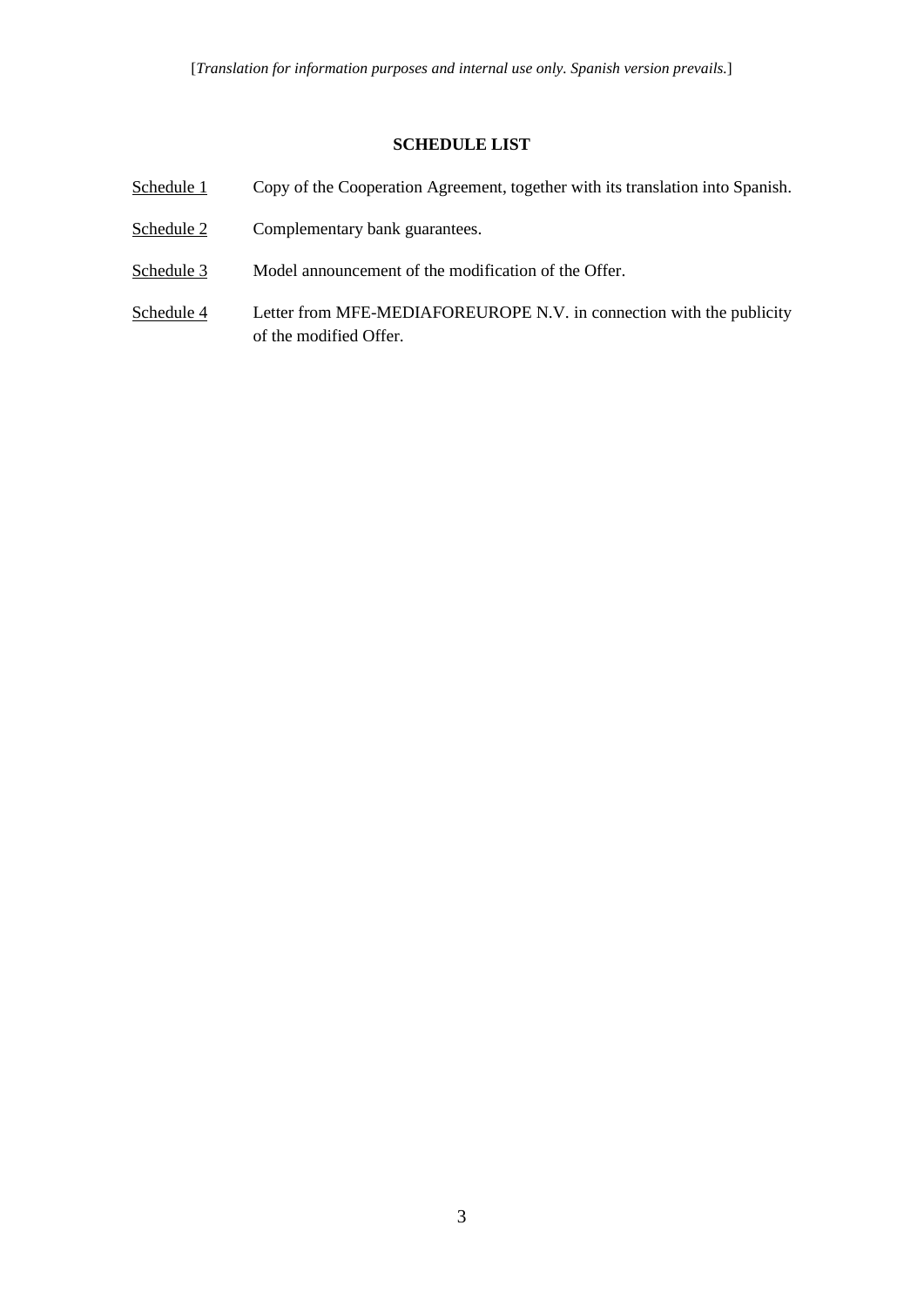[*Translation for information purposes and internal use only. Spanish version prevails.*]

## SCHEDULE LIST

| | |
|---|---|
| Schedule 1 | Copy of the Cooperation Agreement, together with its translation into Spanish. |
| Schedule 2 | Complementary bank guarantees. |
| Schedule 3 | Model announcement of the modification of the Offer. |
| Schedule 4 | Letter from MFE-MEDIAFOREUROPE N.V. in connection with the publicity of the modified Offer. |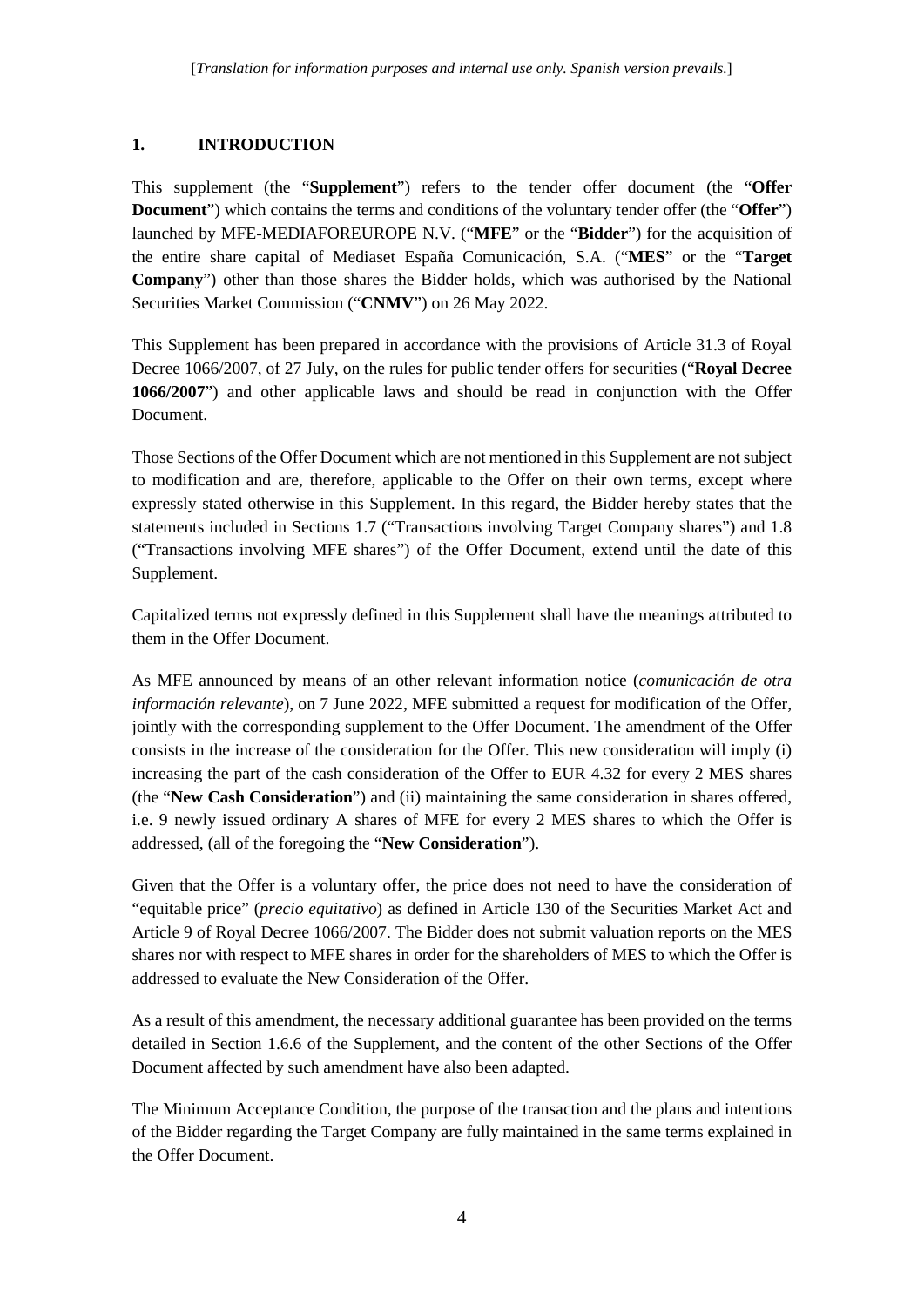[*Translation for information purposes and internal use only. Spanish version prevails.*]

## 1. INTRODUCTION

This supplement (the "**Supplement**") refers to the tender offer document (the "**Offer Document**") which contains the terms and conditions of the voluntary tender offer (the "**Offer**") launched by MFE-MEDIAFOREUROPE N.V. ("**MFE**" or the "**Bidder**") for the acquisition of the entire share capital of Mediaset España Comunicación, S.A. ("**MES**" or the "**Target Company**") other than those shares the Bidder holds, which was authorised by the National Securities Market Commission ("**CNMV**") on 26 May 2022.

This Supplement has been prepared in accordance with the provisions of Article 31.3 of Royal Decree 1066/2007, of 27 July, on the rules for public tender offers for securities ("**Royal Decree 1066/2007**") and other applicable laws and should be read in conjunction with the Offer Document.

Those Sections of the Offer Document which are not mentioned in this Supplement are not subject to modification and are, therefore, applicable to the Offer on their own terms, except where expressly stated otherwise in this Supplement. In this regard, the Bidder hereby states that the statements included in Sections 1.7 ("Transactions involving Target Company shares") and 1.8 ("Transactions involving MFE shares") of the Offer Document, extend until the date of this Supplement.

Capitalized terms not expressly defined in this Supplement shall have the meanings attributed to them in the Offer Document.

As MFE announced by means of an other relevant information notice (*comunicación de otra información relevante*), on 7 June 2022, MFE submitted a request for modification of the Offer, jointly with the corresponding supplement to the Offer Document. The amendment of the Offer consists in the increase of the consideration for the Offer. This new consideration will imply (i) increasing the part of the cash consideration of the Offer to EUR 4.32 for every 2 MES shares (the "**New Cash Consideration**") and (ii) maintaining the same consideration in shares offered, i.e. 9 newly issued ordinary A shares of MFE for every 2 MES shares to which the Offer is addressed, (all of the foregoing the "**New Consideration**").

Given that the Offer is a voluntary offer, the price does not need to have the consideration of "equitable price" (*precio equitativo*) as defined in Article 130 of the Securities Market Act and Article 9 of Royal Decree 1066/2007. The Bidder does not submit valuation reports on the MES shares nor with respect to MFE shares in order for the shareholders of MES to which the Offer is addressed to evaluate the New Consideration of the Offer.

As a result of this amendment, the necessary additional guarantee has been provided on the terms detailed in Section 1.6.6 of the Supplement, and the content of the other Sections of the Offer Document affected by such amendment have also been adapted.

The Minimum Acceptance Condition, the purpose of the transaction and the plans and intentions of the Bidder regarding the Target Company are fully maintained in the same terms explained in the Offer Document.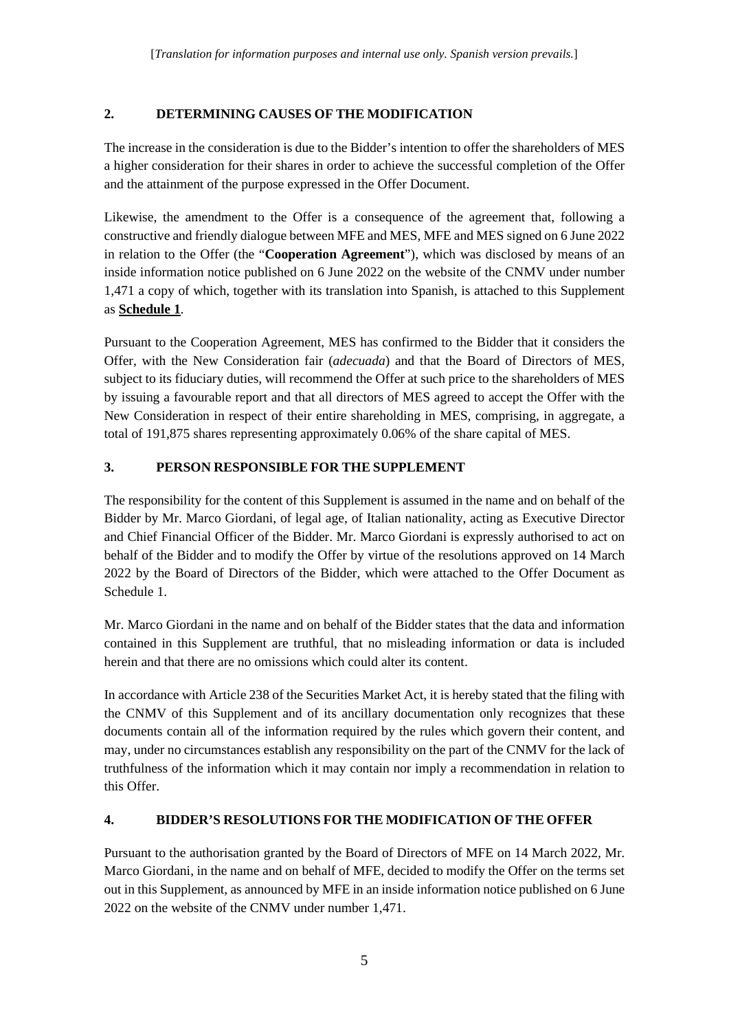[*Translation for information purposes and internal use only. Spanish version prevails.*]

## 2. DETERMINING CAUSES OF THE MODIFICATION

The increase in the consideration is due to the Bidder's intention to offer the shareholders of MES a higher consideration for their shares in order to achieve the successful completion of the Offer and the attainment of the purpose expressed in the Offer Document.

Likewise, the amendment to the Offer is a consequence of the agreement that, following a constructive and friendly dialogue between MFE and MES, MFE and MES signed on 6 June 2022 in relation to the Offer (the "**Cooperation Agreement**"), which was disclosed by means of an inside information notice published on 6 June 2022 on the website of the CNMV under number 1,471 a copy of which, together with its translation into Spanish, is attached to this Supplement as **<u>Schedule 1</u>**.

Pursuant to the Cooperation Agreement, MES has confirmed to the Bidder that it considers the Offer, with the New Consideration fair (*adecuada*) and that the Board of Directors of MES, subject to its fiduciary duties, will recommend the Offer at such price to the shareholders of MES by issuing a favourable report and that all directors of MES agreed to accept the Offer with the New Consideration in respect of their entire shareholding in MES, comprising, in aggregate, a total of 191,875 shares representing approximately 0.06% of the share capital of MES.

## 3. PERSON RESPONSIBLE FOR THE SUPPLEMENT

The responsibility for the content of this Supplement is assumed in the name and on behalf of the Bidder by Mr. Marco Giordani, of legal age, of Italian nationality, acting as Executive Director and Chief Financial Officer of the Bidder. Mr. Marco Giordani is expressly authorised to act on behalf of the Bidder and to modify the Offer by virtue of the resolutions approved on 14 March 2022 by the Board of Directors of the Bidder, which were attached to the Offer Document as Schedule 1.

Mr. Marco Giordani in the name and on behalf of the Bidder states that the data and information contained in this Supplement are truthful, that no misleading information or data is included herein and that there are no omissions which could alter its content.

In accordance with Article 238 of the Securities Market Act, it is hereby stated that the filing with the CNMV of this Supplement and of its ancillary documentation only recognizes that these documents contain all of the information required by the rules which govern their content, and may, under no circumstances establish any responsibility on the part of the CNMV for the lack of truthfulness of the information which it may contain nor imply a recommendation in relation to this Offer.

## 4. BIDDER'S RESOLUTIONS FOR THE MODIFICATION OF THE OFFER

Pursuant to the authorisation granted by the Board of Directors of MFE on 14 March 2022, Mr. Marco Giordani, in the name and on behalf of MFE, decided to modify the Offer on the terms set out in this Supplement, as announced by MFE in an inside information notice published on 6 June 2022 on the website of the CNMV under number 1,471.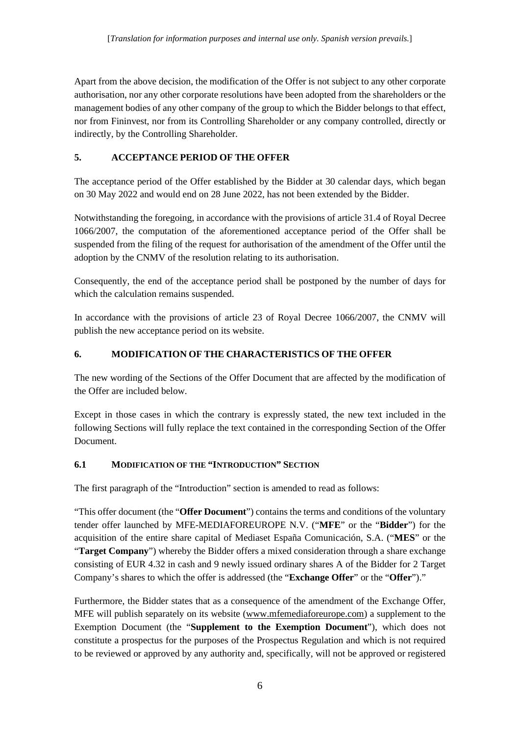[*Translation for information purposes and internal use only. Spanish version prevails.*]

Apart from the above decision, the modification of the Offer is not subject to any other corporate authorisation, nor any other corporate resolutions have been adopted from the shareholders or the management bodies of any other company of the group to which the Bidder belongs to that effect, nor from Fininvest, nor from its Controlling Shareholder or any company controlled, directly or indirectly, by the Controlling Shareholder.

## 5. ACCEPTANCE PERIOD OF THE OFFER

The acceptance period of the Offer established by the Bidder at 30 calendar days, which began on 30 May 2022 and would end on 28 June 2022, has not been extended by the Bidder.

Notwithstanding the foregoing, in accordance with the provisions of article 31.4 of Royal Decree 1066/2007, the computation of the aforementioned acceptance period of the Offer shall be suspended from the filing of the request for authorisation of the amendment of the Offer until the adoption by the CNMV of the resolution relating to its authorisation.

Consequently, the end of the acceptance period shall be postponed by the number of days for which the calculation remains suspended.

In accordance with the provisions of article 23 of Royal Decree 1066/2007, the CNMV will publish the new acceptance period on its website.

## 6. MODIFICATION OF THE CHARACTERISTICS OF THE OFFER

The new wording of the Sections of the Offer Document that are affected by the modification of the Offer are included below.

Except in those cases in which the contrary is expressly stated, the new text included in the following Sections will fully replace the text contained in the corresponding Section of the Offer Document.

### 6.1 MODIFICATION OF THE "INTRODUCTION" SECTION

The first paragraph of the "Introduction" section is amended to read as follows:

"This offer document (the "**Offer Document**") contains the terms and conditions of the voluntary tender offer launched by MFE-MEDIAFOREUROPE N.V. ("**MFE**" or the "**Bidder**") for the acquisition of the entire share capital of Mediaset España Comunicación, S.A. ("**MES**" or the "**Target Company**") whereby the Bidder offers a mixed consideration through a share exchange consisting of EUR 4.32 in cash and 9 newly issued ordinary shares A of the Bidder for 2 Target Company's shares to which the offer is addressed (the "**Exchange Offer**" or the "**Offer**")."

Furthermore, the Bidder states that as a consequence of the amendment of the Exchange Offer, MFE will publish separately on its website (www.mfemediaforeurope.com) a supplement to the Exemption Document (the "**Supplement to the Exemption Document**"), which does not constitute a prospectus for the purposes of the Prospectus Regulation and which is not required to be reviewed or approved by any authority and, specifically, will not be approved or registered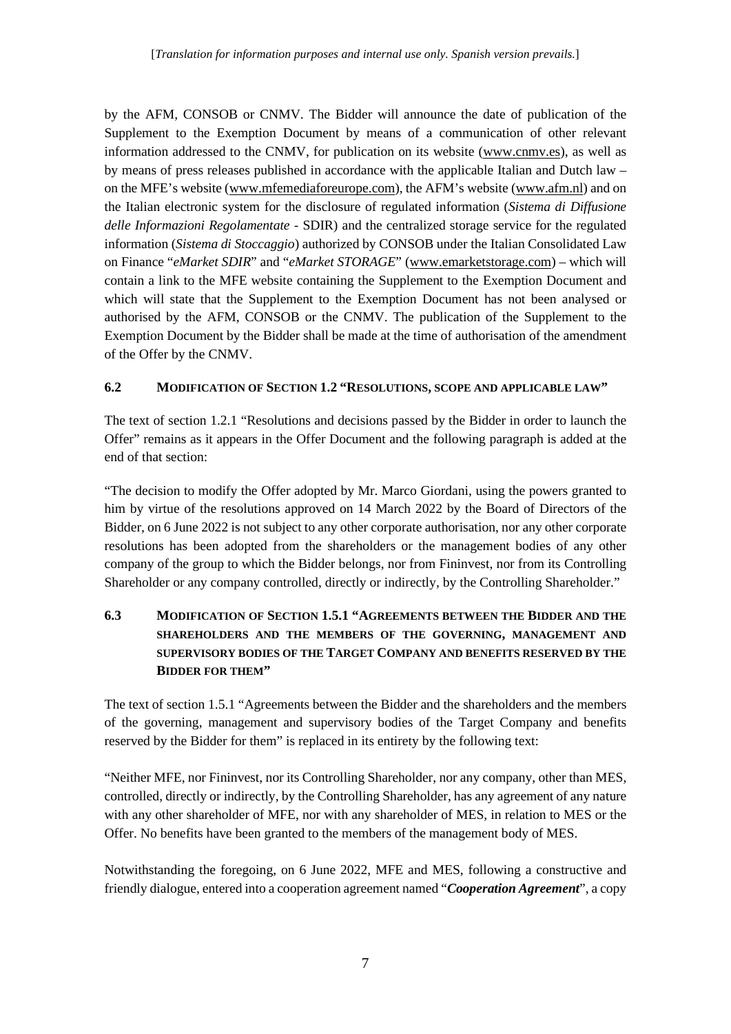by the AFM, CONSOB or CNMV. The Bidder will announce the date of publication of the Supplement to the Exemption Document by means of a communication of other relevant information addressed to the CNMV, for publication on its website (www.cnmv.es), as well as by means of press releases published in accordance with the applicable Italian and Dutch law – on the MFE's website (www.mfemediaforeurope.com), the AFM's website (www.afm.nl) and on the Italian electronic system for the disclosure of regulated information (*Sistema di Diffusione delle Informazioni Regolamentate* - SDIR) and the centralized storage service for the regulated information (*Sistema di Stoccaggio*) authorized by CONSOB under the Italian Consolidated Law on Finance "*eMarket SDIR*" and "*eMarket STORAGE*" (www.emarketstorage.com) – which will contain a link to the MFE website containing the Supplement to the Exemption Document and which will state that the Supplement to the Exemption Document has not been analysed or authorised by the AFM, CONSOB or the CNMV. The publication of the Supplement to the Exemption Document by the Bidder shall be made at the time of authorisation of the amendment of the Offer by the CNMV.

## 6.2 MODIFICATION OF SECTION 1.2 "RESOLUTIONS, SCOPE AND APPLICABLE LAW"

The text of section 1.2.1 "Resolutions and decisions passed by the Bidder in order to launch the Offer" remains as it appears in the Offer Document and the following paragraph is added at the end of that section:

"The decision to modify the Offer adopted by Mr. Marco Giordani, using the powers granted to him by virtue of the resolutions approved on 14 March 2022 by the Board of Directors of the Bidder, on 6 June 2022 is not subject to any other corporate authorisation, nor any other corporate resolutions has been adopted from the shareholders or the management bodies of any other company of the group to which the Bidder belongs, nor from Fininvest, nor from its Controlling Shareholder or any company controlled, directly or indirectly, by the Controlling Shareholder."

## 6.3 MODIFICATION OF SECTION 1.5.1 "AGREEMENTS BETWEEN THE BIDDER AND THE SHAREHOLDERS AND THE MEMBERS OF THE GOVERNING, MANAGEMENT AND SUPERVISORY BODIES OF THE TARGET COMPANY AND BENEFITS RESERVED BY THE BIDDER FOR THEM"

The text of section 1.5.1 "Agreements between the Bidder and the shareholders and the members of the governing, management and supervisory bodies of the Target Company and benefits reserved by the Bidder for them" is replaced in its entirety by the following text:

"Neither MFE, nor Fininvest, nor its Controlling Shareholder, nor any company, other than MES, controlled, directly or indirectly, by the Controlling Shareholder, has any agreement of any nature with any other shareholder of MFE, nor with any shareholder of MES, in relation to MES or the Offer. No benefits have been granted to the members of the management body of MES.

Notwithstanding the foregoing, on 6 June 2022, MFE and MES, following a constructive and friendly dialogue, entered into a cooperation agreement named "***Cooperation Agreement***", a copy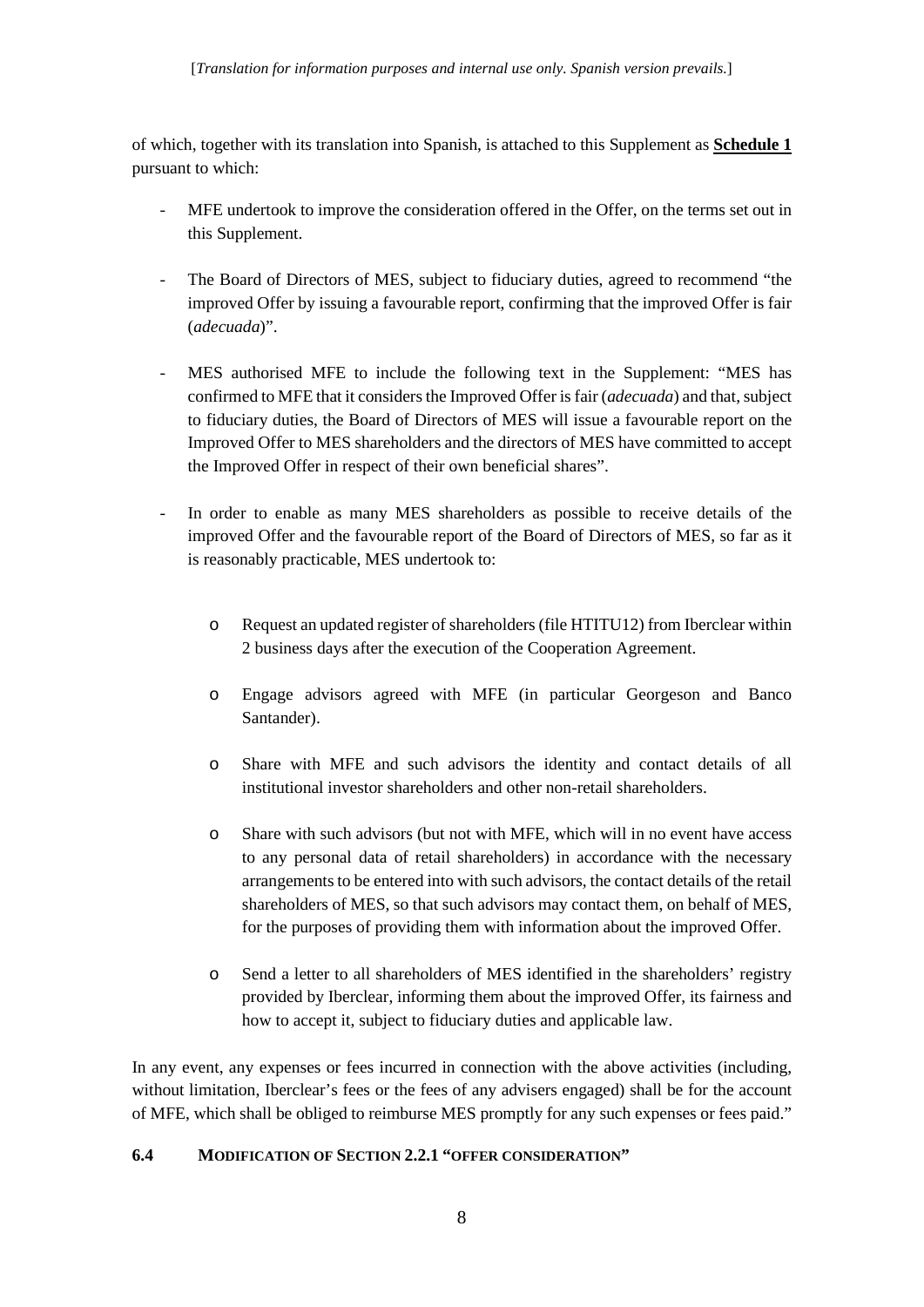of which, together with its translation into Spanish, is attached to this Supplement as **Schedule 1** pursuant to which:

- MFE undertook to improve the consideration offered in the Offer, on the terms set out in this Supplement.

- The Board of Directors of MES, subject to fiduciary duties, agreed to recommend "the improved Offer by issuing a favourable report, confirming that the improved Offer is fair (*adecuada*)".

- MES authorised MFE to include the following text in the Supplement: "MES has confirmed to MFE that it considers the Improved Offer is fair (*adecuada*) and that, subject to fiduciary duties, the Board of Directors of MES will issue a favourable report on the Improved Offer to MES shareholders and the directors of MES have committed to accept the Improved Offer in respect of their own beneficial shares".

- In order to enable as many MES shareholders as possible to receive details of the improved Offer and the favourable report of the Board of Directors of MES, so far as it is reasonably practicable, MES undertook to:

  - Request an updated register of shareholders (file HTITU12) from Iberclear within 2 business days after the execution of the Cooperation Agreement.

  - Engage advisors agreed with MFE (in particular Georgeson and Banco Santander).

  - Share with MFE and such advisors the identity and contact details of all institutional investor shareholders and other non-retail shareholders.

  - Share with such advisors (but not with MFE, which will in no event have access to any personal data of retail shareholders) in accordance with the necessary arrangements to be entered into with such advisors, the contact details of the retail shareholders of MES, so that such advisors may contact them, on behalf of MES, for the purposes of providing them with information about the improved Offer.

  - Send a letter to all shareholders of MES identified in the shareholders' registry provided by Iberclear, informing them about the improved Offer, its fairness and how to accept it, subject to fiduciary duties and applicable law.

In any event, any expenses or fees incurred in connection with the above activities (including, without limitation, Iberclear's fees or the fees of any advisers engaged) shall be for the account of MFE, which shall be obliged to reimburse MES promptly for any such expenses or fees paid."

### 6.4 MODIFICATION OF SECTION 2.2.1 "OFFER CONSIDERATION"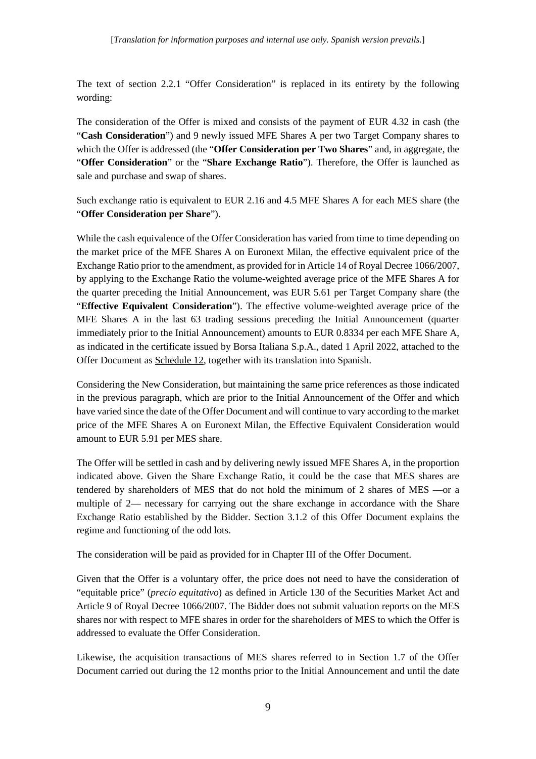[*Translation for information purposes and internal use only. Spanish version prevails.*]

The text of section 2.2.1 "Offer Consideration" is replaced in its entirety by the following wording:

The consideration of the Offer is mixed and consists of the payment of EUR 4.32 in cash (the "**Cash Consideration**") and 9 newly issued MFE Shares A per two Target Company shares to which the Offer is addressed (the "**Offer Consideration per Two Shares**" and, in aggregate, the "**Offer Consideration**" or the "**Share Exchange Ratio**"). Therefore, the Offer is launched as sale and purchase and swap of shares.

Such exchange ratio is equivalent to EUR 2.16 and 4.5 MFE Shares A for each MES share (the "**Offer Consideration per Share**").

While the cash equivalence of the Offer Consideration has varied from time to time depending on the market price of the MFE Shares A on Euronext Milan, the effective equivalent price of the Exchange Ratio prior to the amendment, as provided for in Article 14 of Royal Decree 1066/2007, by applying to the Exchange Ratio the volume-weighted average price of the MFE Shares A for the quarter preceding the Initial Announcement, was EUR 5.61 per Target Company share (the "**Effective Equivalent Consideration**"). The effective volume-weighted average price of the MFE Shares A in the last 63 trading sessions preceding the Initial Announcement (quarter immediately prior to the Initial Announcement) amounts to EUR 0.8334 per each MFE Share A, as indicated in the certificate issued by Borsa Italiana S.p.A., dated 1 April 2022, attached to the Offer Document as Schedule 12, together with its translation into Spanish.

Considering the New Consideration, but maintaining the same price references as those indicated in the previous paragraph, which are prior to the Initial Announcement of the Offer and which have varied since the date of the Offer Document and will continue to vary according to the market price of the MFE Shares A on Euronext Milan, the Effective Equivalent Consideration would amount to EUR 5.91 per MES share.

The Offer will be settled in cash and by delivering newly issued MFE Shares A, in the proportion indicated above. Given the Share Exchange Ratio, it could be the case that MES shares are tendered by shareholders of MES that do not hold the minimum of 2 shares of MES —or a multiple of 2— necessary for carrying out the share exchange in accordance with the Share Exchange Ratio established by the Bidder. Section 3.1.2 of this Offer Document explains the regime and functioning of the odd lots.

The consideration will be paid as provided for in Chapter III of the Offer Document.

Given that the Offer is a voluntary offer, the price does not need to have the consideration of "equitable price" (*precio equitativo*) as defined in Article 130 of the Securities Market Act and Article 9 of Royal Decree 1066/2007. The Bidder does not submit valuation reports on the MES shares nor with respect to MFE shares in order for the shareholders of MES to which the Offer is addressed to evaluate the Offer Consideration.

Likewise, the acquisition transactions of MES shares referred to in Section 1.7 of the Offer Document carried out during the 12 months prior to the Initial Announcement and until the date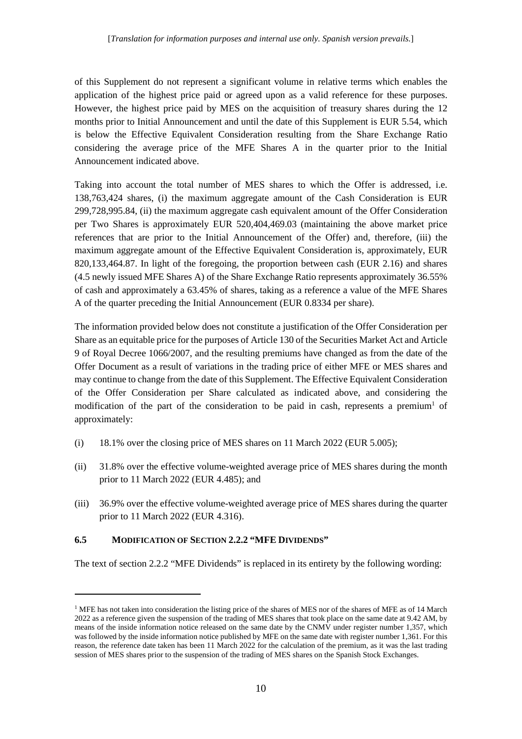of this Supplement do not represent a significant volume in relative terms which enables the application of the highest price paid or agreed upon as a valid reference for these purposes. However, the highest price paid by MES on the acquisition of treasury shares during the 12 months prior to Initial Announcement and until the date of this Supplement is EUR 5.54, which is below the Effective Equivalent Consideration resulting from the Share Exchange Ratio considering the average price of the MFE Shares A in the quarter prior to the Initial Announcement indicated above.

Taking into account the total number of MES shares to which the Offer is addressed, i.e. 138,763,424 shares, (i) the maximum aggregate amount of the Cash Consideration is EUR 299,728,995.84, (ii) the maximum aggregate cash equivalent amount of the Offer Consideration per Two Shares is approximately EUR 520,404,469.03 (maintaining the above market price references that are prior to the Initial Announcement of the Offer) and, therefore, (iii) the maximum aggregate amount of the Effective Equivalent Consideration is, approximately, EUR 820,133,464.87. In light of the foregoing, the proportion between cash (EUR 2.16) and shares (4.5 newly issued MFE Shares A) of the Share Exchange Ratio represents approximately 36.55% of cash and approximately a 63.45% of shares, taking as a reference a value of the MFE Shares A of the quarter preceding the Initial Announcement (EUR 0.8334 per share).

The information provided below does not constitute a justification of the Offer Consideration per Share as an equitable price for the purposes of Article 130 of the Securities Market Act and Article 9 of Royal Decree 1066/2007, and the resulting premiums have changed as from the date of the Offer Document as a result of variations in the trading price of either MFE or MES shares and may continue to change from the date of this Supplement. The Effective Equivalent Consideration of the Offer Consideration per Share calculated as indicated above, and considering the modification of the part of the consideration to be paid in cash, represents a premium[1] of approximately:

(i) 18.1% over the closing price of MES shares on 11 March 2022 (EUR 5.005);

(ii) 31.8% over the effective volume-weighted average price of MES shares during the month prior to 11 March 2022 (EUR 4.485); and

(iii) 36.9% over the effective volume-weighted average price of MES shares during the quarter prior to 11 March 2022 (EUR 4.316).

### 6.5 MODIFICATION OF SECTION 2.2.2 "MFE DIVIDENDS"

The text of section 2.2.2 "MFE Dividends" is replaced in its entirety by the following wording:

[1] MFE has not taken into consideration the listing price of the shares of MES nor of the shares of MFE as of 14 March 2022 as a reference given the suspension of the trading of MES shares that took place on the same date at 9.42 AM, by means of the inside information notice released on the same date by the CNMV under register number 1,357, which was followed by the inside information notice published by MFE on the same date with register number 1,361. For this reason, the reference date taken has been 11 March 2022 for the calculation of the premium, as it was the last trading session of MES shares prior to the suspension of the trading of MES shares on the Spanish Stock Exchanges.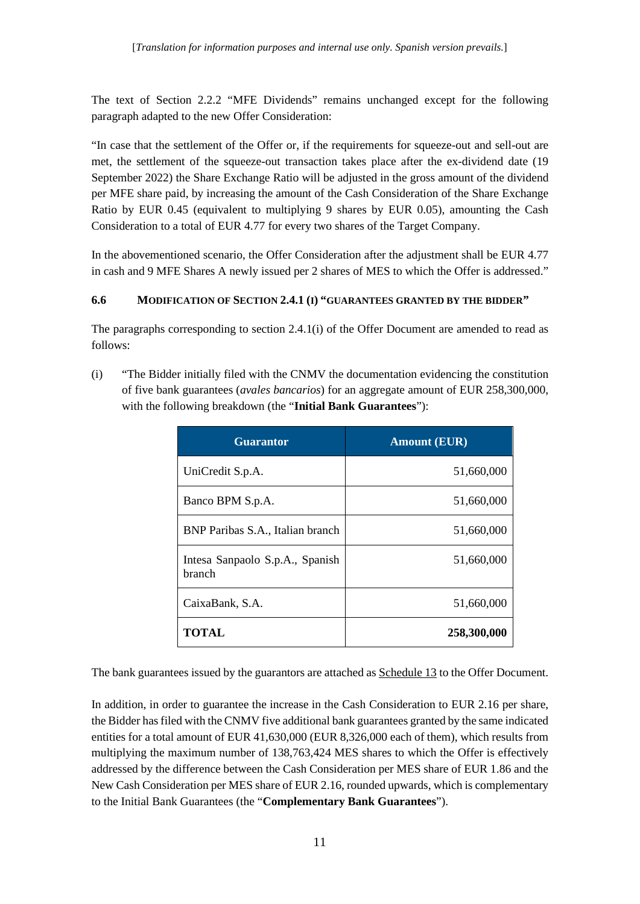[*Translation for information purposes and internal use only. Spanish version prevails.*]

The text of Section 2.2.2 "MFE Dividends" remains unchanged except for the following paragraph adapted to the new Offer Consideration:

"In case that the settlement of the Offer or, if the requirements for squeeze-out and sell-out are met, the settlement of the squeeze-out transaction takes place after the ex-dividend date (19 September 2022) the Share Exchange Ratio will be adjusted in the gross amount of the dividend per MFE share paid, by increasing the amount of the Cash Consideration of the Share Exchange Ratio by EUR 0.45 (equivalent to multiplying 9 shares by EUR 0.05), amounting the Cash Consideration to a total of EUR 4.77 for every two shares of the Target Company.

In the abovementioned scenario, the Offer Consideration after the adjustment shall be EUR 4.77 in cash and 9 MFE Shares A newly issued per 2 shares of MES to which the Offer is addressed."

### 6.6 MODIFICATION OF SECTION 2.4.1 (I) "GUARANTEES GRANTED BY THE BIDDER"

The paragraphs corresponding to section 2.4.1(i) of the Offer Document are amended to read as follows:

(i) "The Bidder initially filed with the CNMV the documentation evidencing the constitution of five bank guarantees (*avales bancarios*) for an aggregate amount of EUR 258,300,000, with the following breakdown (the "**Initial Bank Guarantees**"):

| Guarantor | Amount (EUR) |
|---|---|
| UniCredit S.p.A. | 51,660,000 |
| Banco BPM S.p.A. | 51,660,000 |
| BNP Paribas S.A., Italian branch | 51,660,000 |
| Intesa Sanpaolo S.p.A., Spanish branch | 51,660,000 |
| CaixaBank, S.A. | 51,660,000 |
| **TOTAL** | **258,300,000** |

The bank guarantees issued by the guarantors are attached as Schedule 13 to the Offer Document.

In addition, in order to guarantee the increase in the Cash Consideration to EUR 2.16 per share, the Bidder has filed with the CNMV five additional bank guarantees granted by the same indicated entities for a total amount of EUR 41,630,000 (EUR 8,326,000 each of them), which results from multiplying the maximum number of 138,763,424 MES shares to which the Offer is effectively addressed by the difference between the Cash Consideration per MES share of EUR 1.86 and the New Cash Consideration per MES share of EUR 2.16, rounded upwards, which is complementary to the Initial Bank Guarantees (the "**Complementary Bank Guarantees**").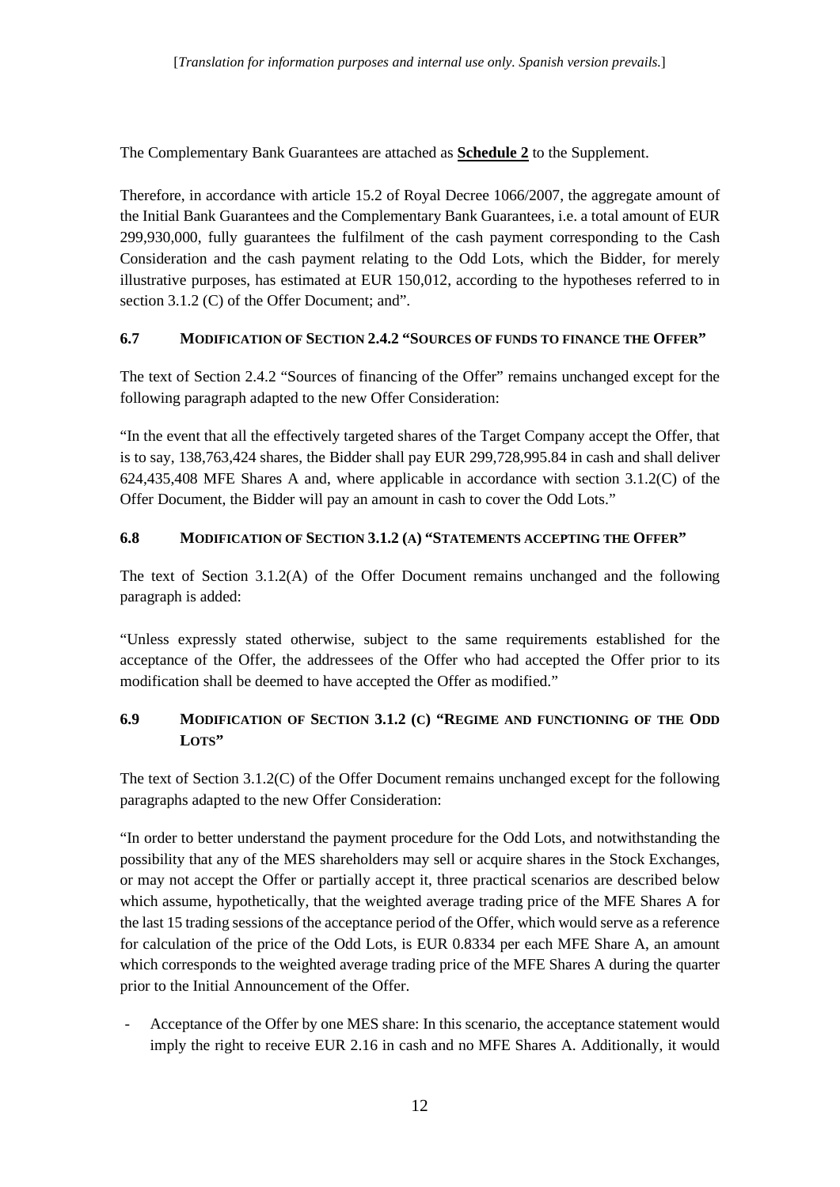The Complementary Bank Guarantees are attached as **Schedule 2** to the Supplement.

Therefore, in accordance with article 15.2 of Royal Decree 1066/2007, the aggregate amount of the Initial Bank Guarantees and the Complementary Bank Guarantees, i.e. a total amount of EUR 299,930,000, fully guarantees the fulfilment of the cash payment corresponding to the Cash Consideration and the cash payment relating to the Odd Lots, which the Bidder, for merely illustrative purposes, has estimated at EUR 150,012, according to the hypotheses referred to in section 3.1.2 (C) of the Offer Document; and".

### 6.7 Modification of Section 2.4.2 "Sources of funds to finance the Offer"

The text of Section 2.4.2 "Sources of financing of the Offer" remains unchanged except for the following paragraph adapted to the new Offer Consideration:

"In the event that all the effectively targeted shares of the Target Company accept the Offer, that is to say, 138,763,424 shares, the Bidder shall pay EUR 299,728,995.84 in cash and shall deliver 624,435,408 MFE Shares A and, where applicable in accordance with section 3.1.2(C) of the Offer Document, the Bidder will pay an amount in cash to cover the Odd Lots."

### 6.8 Modification of Section 3.1.2 (A) "Statements accepting the Offer"

The text of Section 3.1.2(A) of the Offer Document remains unchanged and the following paragraph is added:

"Unless expressly stated otherwise, subject to the same requirements established for the acceptance of the Offer, the addressees of the Offer who had accepted the Offer prior to its modification shall be deemed to have accepted the Offer as modified."

### 6.9 Modification of Section 3.1.2 (C) "Regime and functioning of the Odd Lots"

The text of Section 3.1.2(C) of the Offer Document remains unchanged except for the following paragraphs adapted to the new Offer Consideration:

"In order to better understand the payment procedure for the Odd Lots, and notwithstanding the possibility that any of the MES shareholders may sell or acquire shares in the Stock Exchanges, or may not accept the Offer or partially accept it, three practical scenarios are described below which assume, hypothetically, that the weighted average trading price of the MFE Shares A for the last 15 trading sessions of the acceptance period of the Offer, which would serve as a reference for calculation of the price of the Odd Lots, is EUR 0.8334 per each MFE Share A, an amount which corresponds to the weighted average trading price of the MFE Shares A during the quarter prior to the Initial Announcement of the Offer.

- Acceptance of the Offer by one MES share: In this scenario, the acceptance statement would imply the right to receive EUR 2.16 in cash and no MFE Shares A. Additionally, it would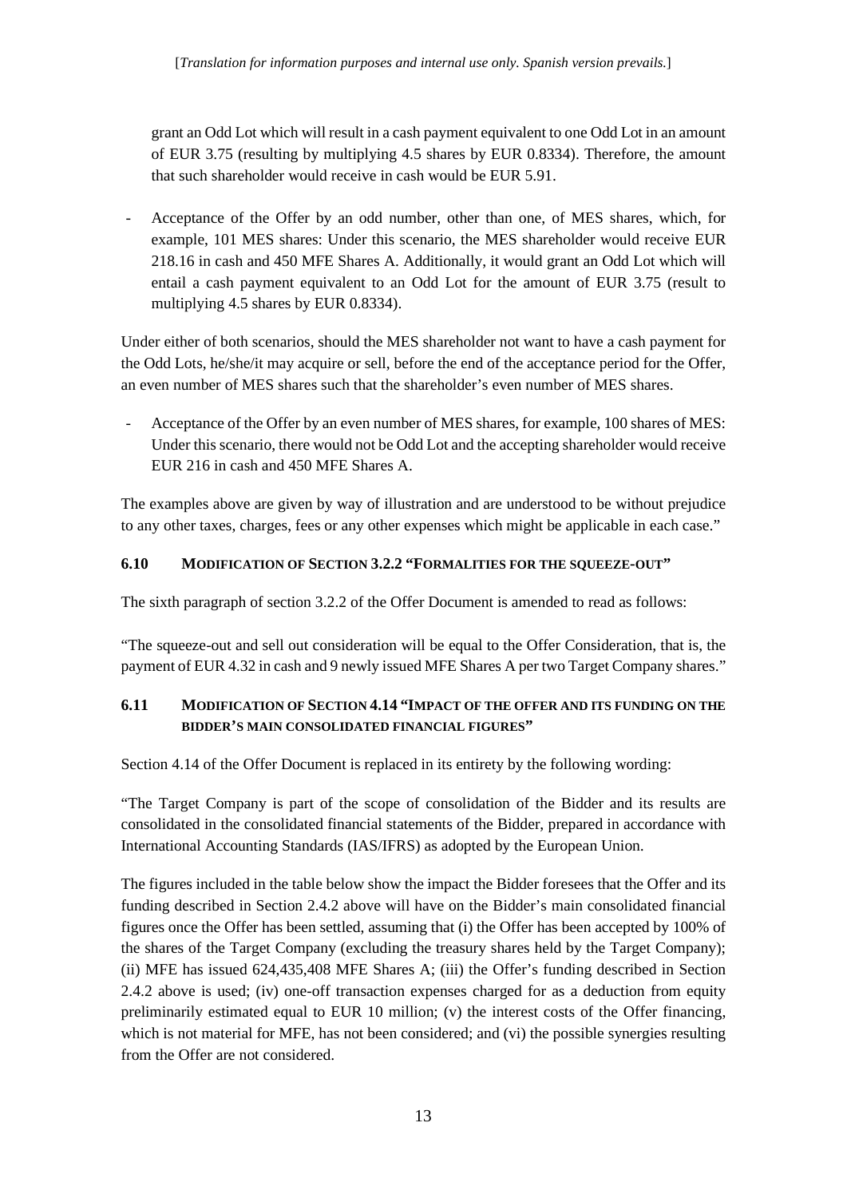grant an Odd Lot which will result in a cash payment equivalent to one Odd Lot in an amount of EUR 3.75 (resulting by multiplying 4.5 shares by EUR 0.8334). Therefore, the amount that such shareholder would receive in cash would be EUR 5.91.

- Acceptance of the Offer by an odd number, other than one, of MES shares, which, for example, 101 MES shares: Under this scenario, the MES shareholder would receive EUR 218.16 in cash and 450 MFE Shares A. Additionally, it would grant an Odd Lot which will entail a cash payment equivalent to an Odd Lot for the amount of EUR 3.75 (result to multiplying 4.5 shares by EUR 0.8334).

Under either of both scenarios, should the MES shareholder not want to have a cash payment for the Odd Lots, he/she/it may acquire or sell, before the end of the acceptance period for the Offer, an even number of MES shares such that the shareholder's even number of MES shares.

- Acceptance of the Offer by an even number of MES shares, for example, 100 shares of MES: Under this scenario, there would not be Odd Lot and the accepting shareholder would receive EUR 216 in cash and 450 MFE Shares A.

The examples above are given by way of illustration and are understood to be without prejudice to any other taxes, charges, fees or any other expenses which might be applicable in each case."

### 6.10 MODIFICATION OF SECTION 3.2.2 "FORMALITIES FOR THE SQUEEZE-OUT"

The sixth paragraph of section 3.2.2 of the Offer Document is amended to read as follows:

"The squeeze-out and sell out consideration will be equal to the Offer Consideration, that is, the payment of EUR 4.32 in cash and 9 newly issued MFE Shares A per two Target Company shares."

### 6.11 MODIFICATION OF SECTION 4.14 "IMPACT OF THE OFFER AND ITS FUNDING ON THE BIDDER'S MAIN CONSOLIDATED FINANCIAL FIGURES"

Section 4.14 of the Offer Document is replaced in its entirety by the following wording:

"The Target Company is part of the scope of consolidation of the Bidder and its results are consolidated in the consolidated financial statements of the Bidder, prepared in accordance with International Accounting Standards (IAS/IFRS) as adopted by the European Union.

The figures included in the table below show the impact the Bidder foresees that the Offer and its funding described in Section 2.4.2 above will have on the Bidder's main consolidated financial figures once the Offer has been settled, assuming that (i) the Offer has been accepted by 100% of the shares of the Target Company (excluding the treasury shares held by the Target Company); (ii) MFE has issued 624,435,408 MFE Shares A; (iii) the Offer's funding described in Section 2.4.2 above is used; (iv) one-off transaction expenses charged for as a deduction from equity preliminarily estimated equal to EUR 10 million; (v) the interest costs of the Offer financing, which is not material for MFE, has not been considered; and (vi) the possible synergies resulting from the Offer are not considered.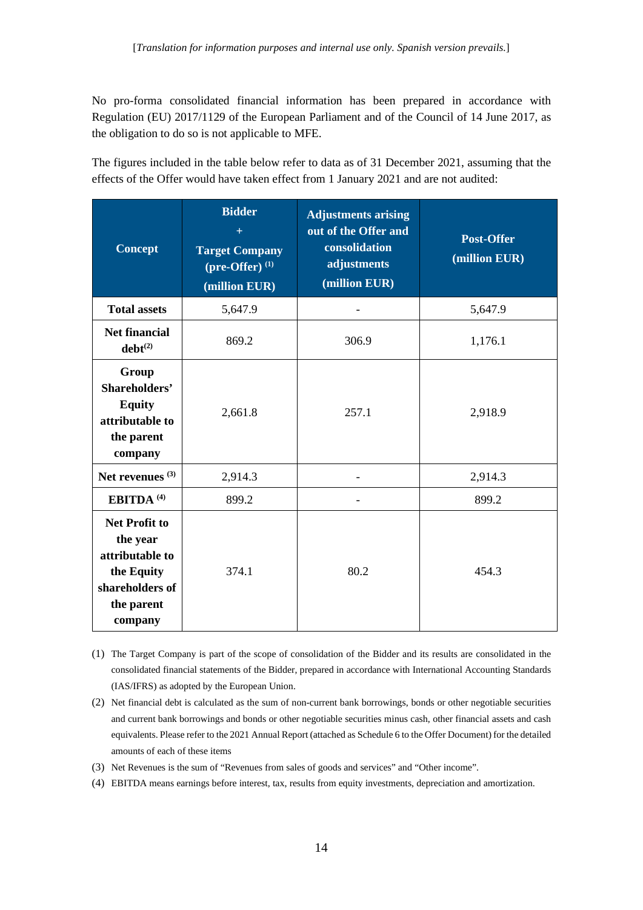[*Translation for information purposes and internal use only. Spanish version prevails.*]

No pro-forma consolidated financial information has been prepared in accordance with Regulation (EU) 2017/1129 of the European Parliament and of the Council of 14 June 2017, as the obligation to do so is not applicable to MFE.

The figures included in the table below refer to data as of 31 December 2021, assuming that the effects of the Offer would have taken effect from 1 January 2021 and are not audited:

| Concept | Bidder + Target Company (pre-Offer) [(1)] (million EUR) | Adjustments arising out of the Offer and consolidation adjustments (million EUR) | Post-Offer (million EUR) |
|---|---|---|---|
| **Total assets** | 5,647.9 | - | 5,647.9 |
| **Net financial debt[(2)]** | 869.2 | 306.9 | 1,176.1 |
| **Group Shareholders' Equity attributable to the parent company** | 2,661.8 | 257.1 | 2,918.9 |
| **Net revenues [(3)]** | 2,914.3 | - | 2,914.3 |
| **EBITDA [(4)]** | 899.2 | - | 899.2 |
| **Net Profit to the year attributable to the Equity shareholders of the parent company** | 374.1 | 80.2 | 454.3 |

(1) The Target Company is part of the scope of consolidation of the Bidder and its results are consolidated in the consolidated financial statements of the Bidder, prepared in accordance with International Accounting Standards (IAS/IFRS) as adopted by the European Union.

(2) Net financial debt is calculated as the sum of non-current bank borrowings, bonds or other negotiable securities and current bank borrowings and bonds or other negotiable securities minus cash, other financial assets and cash equivalents. Please refer to the 2021 Annual Report (attached as Schedule 6 to the Offer Document) for the detailed amounts of each of these items

(3) Net Revenues is the sum of "Revenues from sales of goods and services" and "Other income".

(4) EBITDA means earnings before interest, tax, results from equity investments, depreciation and amortization.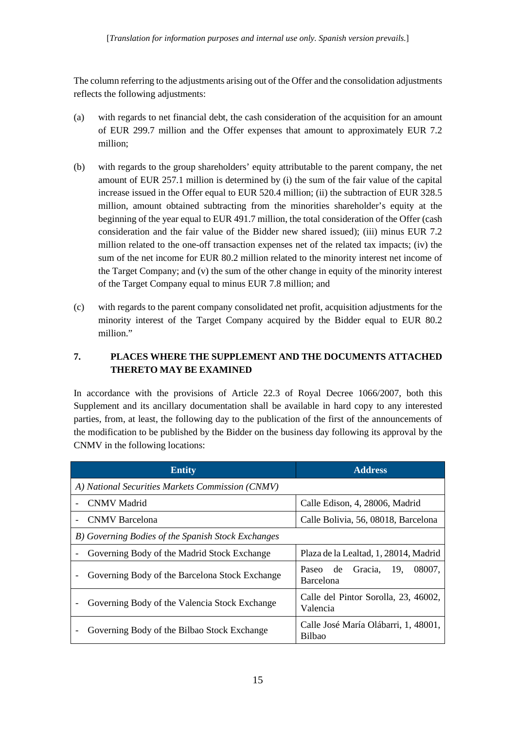[*Translation for information purposes and internal use only. Spanish version prevails.*]

The column referring to the adjustments arising out of the Offer and the consolidation adjustments reflects the following adjustments:

(a) with regards to net financial debt, the cash consideration of the acquisition for an amount of EUR 299.7 million and the Offer expenses that amount to approximately EUR 7.2 million;

(b) with regards to the group shareholders' equity attributable to the parent company, the net amount of EUR 257.1 million is determined by (i) the sum of the fair value of the capital increase issued in the Offer equal to EUR 520.4 million; (ii) the subtraction of EUR 328.5 million, amount obtained subtracting from the minorities shareholder's equity at the beginning of the year equal to EUR 491.7 million, the total consideration of the Offer (cash consideration and the fair value of the Bidder new shared issued); (iii) minus EUR 7.2 million related to the one-off transaction expenses net of the related tax impacts; (iv) the sum of the net income for EUR 80.2 million related to the minority interest net income of the Target Company; and (v) the sum of the other change in equity of the minority interest of the Target Company equal to minus EUR 7.8 million; and

(c) with regards to the parent company consolidated net profit, acquisition adjustments for the minority interest of the Target Company acquired by the Bidder equal to EUR 80.2 million."

## 7. PLACES WHERE THE SUPPLEMENT AND THE DOCUMENTS ATTACHED THERETO MAY BE EXAMINED

In accordance with the provisions of Article 22.3 of Royal Decree 1066/2007, both this Supplement and its ancillary documentation shall be available in hard copy to any interested parties, from, at least, the following day to the publication of the first of the announcements of the modification to be published by the Bidder on the business day following its approval by the CNMV in the following locations:

| Entity | Address |
|---|---|
| *A) National Securities Markets Commission (CNMV)* | |
| - CNMV Madrid | Calle Edison, 4, 28006, Madrid |
| - CNMV Barcelona | Calle Bolivia, 56, 08018, Barcelona |
| *B) Governing Bodies of the Spanish Stock Exchanges* | |
| - Governing Body of the Madrid Stock Exchange | Plaza de la Lealtad, 1, 28014, Madrid |
| - Governing Body of the Barcelona Stock Exchange | Paseo de Gracia, 19, 08007, Barcelona |
| - Governing Body of the Valencia Stock Exchange | Calle del Pintor Sorolla, 23, 46002, Valencia |
| - Governing Body of the Bilbao Stock Exchange | Calle José María Olábarri, 1, 48001, Bilbao |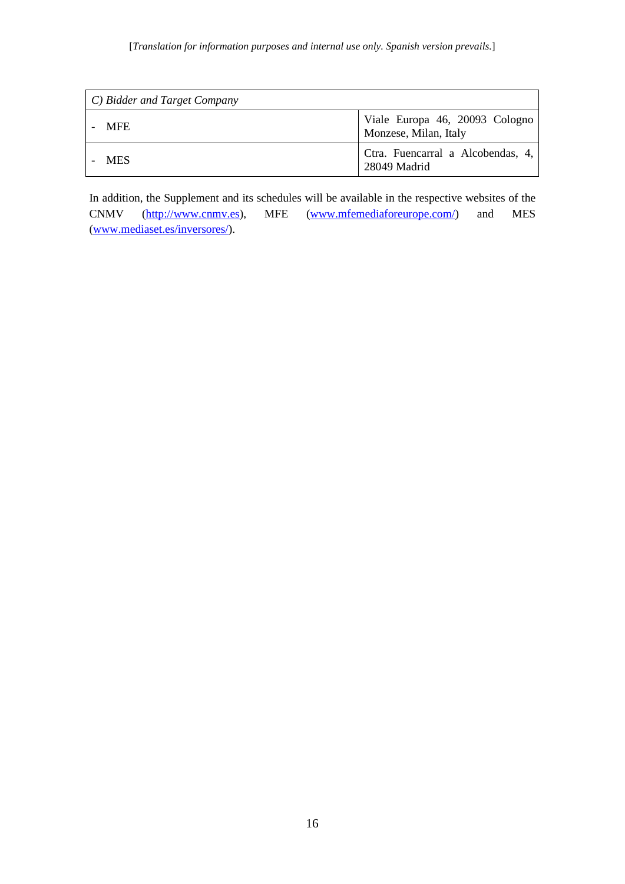[*Translation for information purposes and internal use only. Spanish version prevails.*]

| *C) Bidder and Target Company* | |
|---|---|
| - MFE | Viale Europa 46, 20093 Cologno Monzese, Milan, Italy |
| - MES | Ctra. Fuencarral a Alcobendas, 4, 28049 Madrid |

In addition, the Supplement and its schedules will be available in the respective websites of the CNMV (http://www.cnmv.es), MFE (www.mfemediaforeurope.com/) and MES (www.mediaset.es/inversores/).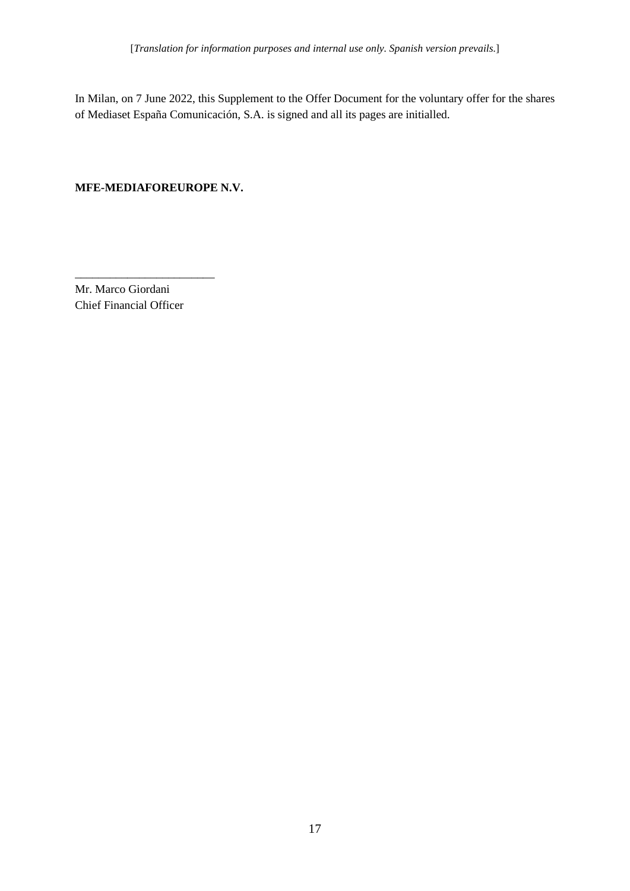[*Translation for information purposes and internal use only. Spanish version prevails.*]

In Milan, on 7 June 2022, this Supplement to the Offer Document for the voluntary offer for the shares of Mediaset España Comunicación, S.A. is signed and all its pages are initialled.

**MFE-MEDIAFOREUROPE N.V.**

________________________

Mr. Marco Giordani
Chief Financial Officer